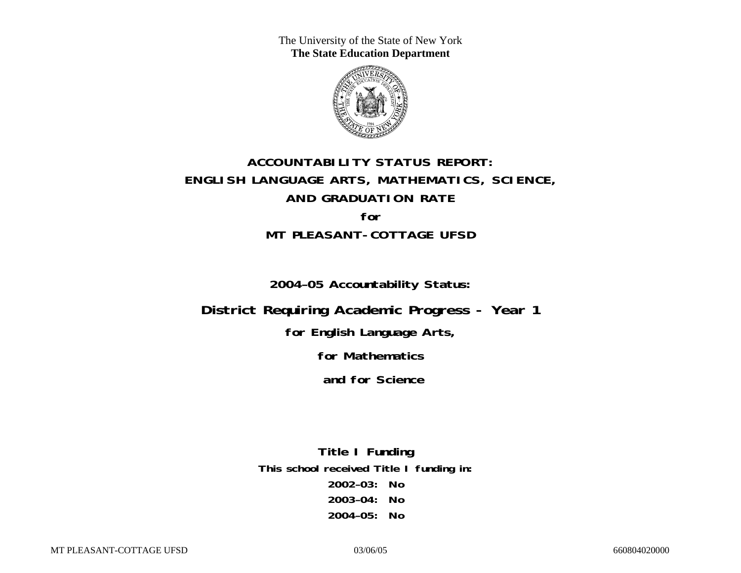The University of the State of New York
**The State Education Department**

# ACCOUNTABILITY STATUS REPORT: ENGLISH LANGUAGE ARTS, MATHEMATICS, SCIENCE, AND GRADUATION RATE

**for**

## MT PLEASANT-COTTAGE UFSD

**2004–05 Accountability Status:**

## District Requiring Academic Progress - Year 1

**for English Language Arts,**

**for Mathematics**

**and for Science**

**Title I Funding**

**This school received Title I funding in:**

**2002–03: No**

**2003–04: No**

**2004–05: No**

MT PLEASANT-COTTAGE UFSD 03/06/05 660804020000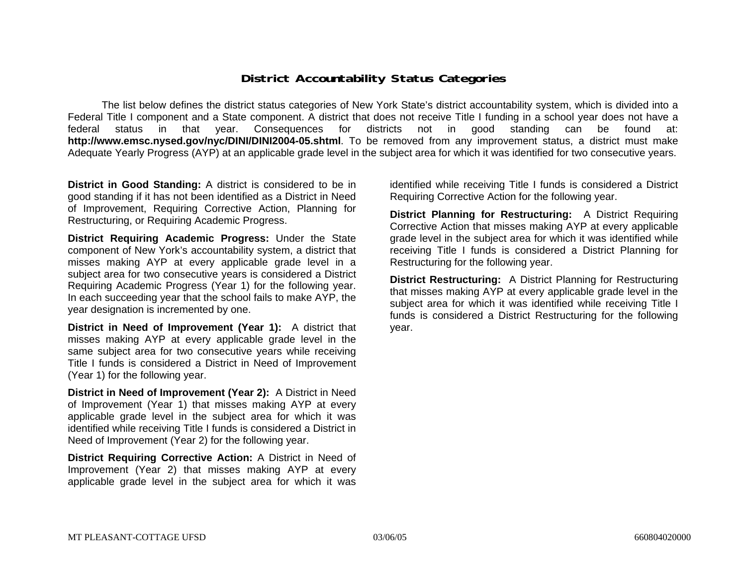# District Accountability Status Categories

The list below defines the district status categories of New York State's district accountability system, which is divided into a Federal Title I component and a State component. A district that does not receive Title I funding in a school year does not have a federal status in that year. Consequences for districts not in good standing can be found at: **http://www.emsc.nysed.gov/nyc/DINI/DINI2004-05.shtml**. To be removed from any improvement status, a district must make Adequate Yearly Progress (AYP) at an applicable grade level in the subject area for which it was identified for two consecutive years.

**District in Good Standing:** A district is considered to be in good standing if it has not been identified as a District in Need of Improvement, Requiring Corrective Action, Planning for Restructuring, or Requiring Academic Progress.

**District Requiring Academic Progress:** Under the State component of New York's accountability system, a district that misses making AYP at every applicable grade level in a subject area for two consecutive years is considered a District Requiring Academic Progress (Year 1) for the following year. In each succeeding year that the school fails to make AYP, the year designation is incremented by one.

**District in Need of Improvement (Year 1):** A district that misses making AYP at every applicable grade level in the same subject area for two consecutive years while receiving Title I funds is considered a District in Need of Improvement (Year 1) for the following year.

**District in Need of Improvement (Year 2):** A District in Need of Improvement (Year 1) that misses making AYP at every applicable grade level in the subject area for which it was identified while receiving Title I funds is considered a District in Need of Improvement (Year 2) for the following year.

**District Requiring Corrective Action:** A District in Need of Improvement (Year 2) that misses making AYP at every applicable grade level in the subject area for which it was identified while receiving Title I funds is considered a District Requiring Corrective Action for the following year.

**District Planning for Restructuring:** A District Requiring Corrective Action that misses making AYP at every applicable grade level in the subject area for which it was identified while receiving Title I funds is considered a District Planning for Restructuring for the following year.

**District Restructuring:** A District Planning for Restructuring that misses making AYP at every applicable grade level in the subject area for which it was identified while receiving Title I funds is considered a District Restructuring for the following year.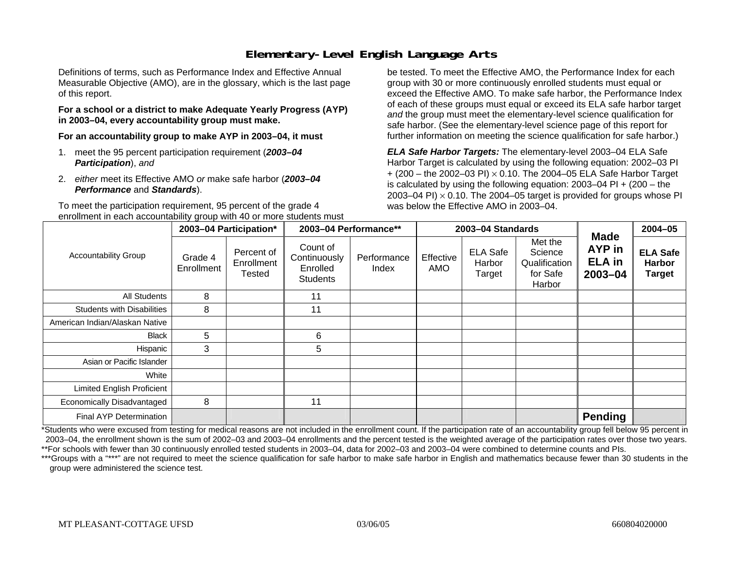# Elementary-Level English Language Arts

Definitions of terms, such as Performance Index and Effective Annual Measurable Objective (AMO), are in the glossary, which is the last page of this report.

**For a school or a district to make Adequate Yearly Progress (AYP) in 2003–04, every accountability group must make.**

**For an accountability group to make AYP in 2003–04, it must**

1. meet the 95 percent participation requirement (***2003–04 Participation***), *and*
2. *either* meet its Effective AMO *or* make safe harbor (***2003–04 Performance*** and ***Standards***).

To meet the participation requirement, 95 percent of the grade 4 enrollment in each accountability group with 40 or more students must be tested. To meet the Effective AMO, the Performance Index for each group with 30 or more continuously enrolled students must equal or exceed the Effective AMO. To make safe harbor, the Performance Index of each of these groups must equal or exceed its ELA safe harbor target *and* the group must meet the elementary-level science qualification for safe harbor. (See the elementary-level science page of this report for further information on meeting the science qualification for safe harbor.)

***ELA Safe Harbor Targets:*** The elementary-level 2003–04 ELA Safe Harbor Target is calculated by using the following equation: 2002–03 PI + (200 – the 2002–03 PI) $\times$ 0.10. The 2004–05 ELA Safe Harbor Target is calculated by using the following equation: 2003–04 PI + (200 – the 2003–04 PI) $\times$ 0.10. The 2004–05 target is provided for groups whose PI was below the Effective AMO in 2003–04.

| Accountability Group | 2003–04 Participation* | | 2003–04 Performance** | | 2003–04 Standards | | | Made AYP in ELA in 2003–04 | 2004–05 |
|---|---|---|---|---|---|---|---|---|---|
| | Grade 4 Enrollment | Percent of Enrollment Tested | Count of Continuously Enrolled Students | Performance Index | Effective AMO | ELA Safe Harbor Target | Met the Science Qualification for Safe Harbor | | ELA Safe Harbor Target |
| All Students | 8 | | 11 | | | | | | |
| Students with Disabilities | 8 | | 11 | | | | | | |
| American Indian/Alaskan Native | | | | | | | | | |
| Black | 5 | | 6 | | | | | | |
| Hispanic | 3 | | 5 | | | | | | |
| Asian or Pacific Islander | | | | | | | | | |
| White | | | | | | | | | |
| Limited English Proficient | | | | | | | | | |
| Economically Disadvantaged | 8 | | 11 | | | | | | |
| Final AYP Determination | | | | | | | | **Pending** | |

*Students who were excused from testing for medical reasons are not included in the enrollment count. If the participation rate of an accountability group fell below 95 percent in 2003–04, the enrollment shown is the sum of 2002–03 and 2003–04 enrollments and the percent tested is the weighted average of the participation rates over those two years.
**For schools with fewer than 30 continuously enrolled tested students in 2003–04, data for 2002–03 and 2003–04 were combined to determine counts and PIs.
***Groups with a "***" are not required to meet the science qualification for safe harbor to make safe harbor in English and mathematics because fewer than 30 students in the group were administered the science test.

MT PLEASANT-COTTAGE UFSD 03/06/05 660804020000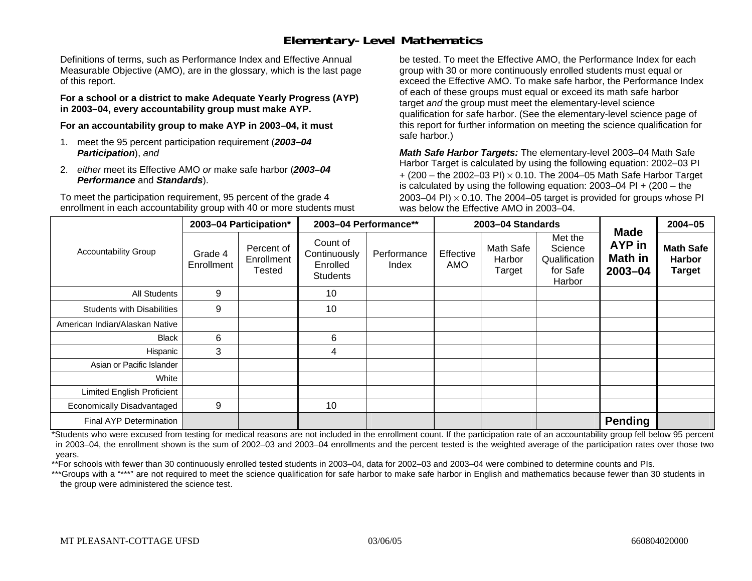## Elementary-Level Mathematics

Definitions of terms, such as Performance Index and Effective Annual Measurable Objective (AMO), are in the glossary, which is the last page of this report.

**For a school or a district to make Adequate Yearly Progress (AYP) in 2003–04, every accountability group must make AYP.**

**For an accountability group to make AYP in 2003–04, it must**

1. meet the 95 percent participation requirement (***2003–04 Participation***), *and*
2. *either* meet its Effective AMO *or* make safe harbor (***2003–04 Performance*** and ***Standards***).

To meet the participation requirement, 95 percent of the grade 4 enrollment in each accountability group with 40 or more students must be tested. To meet the Effective AMO, the Performance Index for each group with 30 or more continuously enrolled students must equal or exceed the Effective AMO. To make safe harbor, the Performance Index of each of these groups must equal or exceed its math safe harbor target *and* the group must meet the elementary-level science qualification for safe harbor. (See the elementary-level science page of this report for further information on meeting the science qualification for safe harbor.)

***Math Safe Harbor Targets:*** The elementary-level 2003–04 Math Safe Harbor Target is calculated by using the following equation: 2002–03 PI + (200 – the 2002–03 PI) $\times$ 0.10. The 2004–05 Math Safe Harbor Target is calculated by using the following equation: 2003–04 PI + (200 – the 2003–04 PI) $\times$ 0.10. The 2004–05 target is provided for groups whose PI was below the Effective AMO in 2003–04.

| Accountability Group | 2003–04 Participation* | | 2003–04 Performance** | | 2003–04 Standards | | | Made AYP in Math in 2003–04 | 2004–05 |
|---|---|---|---|---|---|---|---|---|---|
| | Grade 4 Enrollment | Percent of Enrollment Tested | Count of Continuously Enrolled Students | Performance Index | Effective AMO | Math Safe Harbor Target | Met the Science Qualification for Safe Harbor | | Math Safe Harbor Target |
| All Students | 9 | | 10 | | | | | | |
| Students with Disabilities | 9 | | 10 | | | | | | |
| American Indian/Alaskan Native | | | | | | | | | |
| Black | 6 | | 6 | | | | | | |
| Hispanic | 3 | | 4 | | | | | | |
| Asian or Pacific Islander | | | | | | | | | |
| White | | | | | | | | | |
| Limited English Proficient | | | | | | | | | |
| Economically Disadvantaged | 9 | | 10 | | | | | | |
| Final AYP Determination | | | | | | | | **Pending** | |

*Students who were excused from testing for medical reasons are not included in the enrollment count. If the participation rate of an accountability group fell below 95 percent in 2003–04, the enrollment shown is the sum of 2002–03 and 2003–04 enrollments and the percent tested is the weighted average of the participation rates over those two years.

**For schools with fewer than 30 continuously enrolled tested students in 2003–04, data for 2002–03 and 2003–04 were combined to determine counts and PIs.

***Groups with a "***" are not required to meet the science qualification for safe harbor to make safe harbor in English and mathematics because fewer than 30 students in the group were administered the science test.

MT PLEASANT-COTTAGE UFSD 03/06/05 660804020000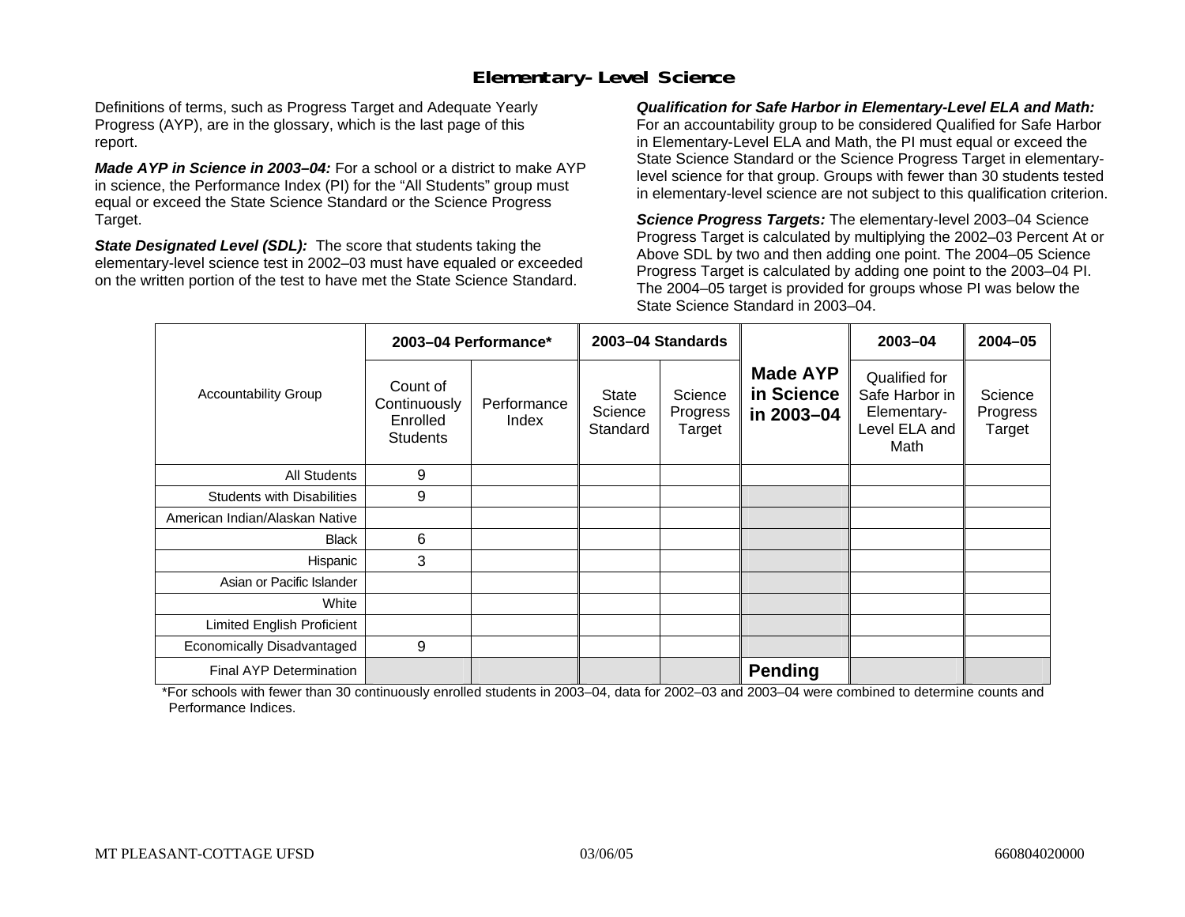## Elementary-Level Science

Definitions of terms, such as Progress Target and Adequate Yearly Progress (AYP), are in the glossary, which is the last page of this report.

***Made AYP in Science in 2003–04:*** For a school or a district to make AYP in science, the Performance Index (PI) for the "All Students" group must equal or exceed the State Science Standard or the Science Progress Target.

***State Designated Level (SDL):*** The score that students taking the elementary-level science test in 2002–03 must have equaled or exceeded on the written portion of the test to have met the State Science Standard.

***Qualification for Safe Harbor in Elementary-Level ELA and Math:*** For an accountability group to be considered Qualified for Safe Harbor in Elementary-Level ELA and Math, the PI must equal or exceed the State Science Standard or the Science Progress Target in elementary-level science for that group. Groups with fewer than 30 students tested in elementary-level science are not subject to this qualification criterion.

***Science Progress Targets:*** The elementary-level 2003–04 Science Progress Target is calculated by multiplying the 2002–03 Percent At or Above SDL by two and then adding one point. The 2004–05 Science Progress Target is calculated by adding one point to the 2003–04 PI. The 2004–05 target is provided for groups whose PI was below the State Science Standard in 2003–04.

| Accountability Group | 2003–04 Performance* | | 2003–04 Standards | | Made AYP in Science in 2003–04 | 2003–04 | 2004–05 |
|---|---|---|---|---|---|---|---|
| | Count of Continuously Enrolled Students | Performance Index | State Science Standard | Science Progress Target | | Qualified for Safe Harbor in Elementary-Level ELA and Math | Science Progress Target |
| All Students | 9 | | | | | | |
| Students with Disabilities | 9 | | | | | | |
| American Indian/Alaskan Native | | | | | | | |
| Black | 6 | | | | | | |
| Hispanic | 3 | | | | | | |
| Asian or Pacific Islander | | | | | | | |
| White | | | | | | | |
| Limited English Proficient | | | | | | | |
| Economically Disadvantaged | 9 | | | | | | |
| Final AYP Determination | | | | | **Pending** | | |

*For schools with fewer than 30 continuously enrolled students in 2003–04, data for 2002–03 and 2003–04 were combined to determine counts and Performance Indices.

MT PLEASANT-COTTAGE UFSD 03/06/05 660804020000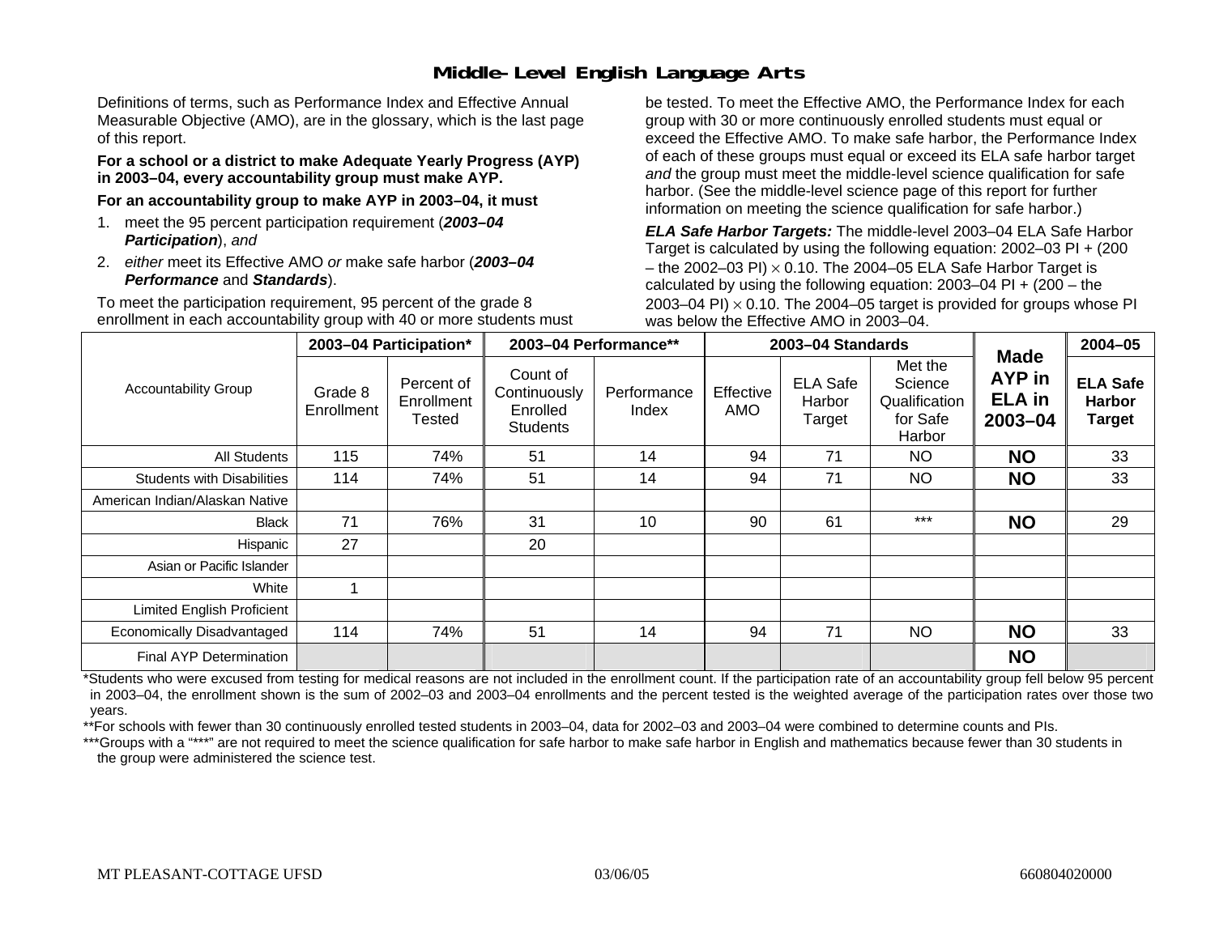# Middle-Level English Language Arts

Definitions of terms, such as Performance Index and Effective Annual Measurable Objective (AMO), are in the glossary, which is the last page of this report.

**For a school or a district to make Adequate Yearly Progress (AYP) in 2003–04, every accountability group must make AYP.**

**For an accountability group to make AYP in 2003–04, it must**

1. meet the 95 percent participation requirement (***2003–04 Participation***), *and*
2. *either* meet its Effective AMO *or* make safe harbor (***2003–04 Performance*** and ***Standards***).

To meet the participation requirement, 95 percent of the grade 8 enrollment in each accountability group with 40 or more students must be tested. To meet the Effective AMO, the Performance Index for each group with 30 or more continuously enrolled students must equal or exceed the Effective AMO. To make safe harbor, the Performance Index of each of these groups must equal or exceed its ELA safe harbor target *and* the group must meet the middle-level science qualification for safe harbor. (See the middle-level science page of this report for further information on meeting the science qualification for safe harbor.)

***ELA Safe Harbor Targets:*** The middle-level 2003–04 ELA Safe Harbor Target is calculated by using the following equation: 2002–03 PI + (200 – the 2002–03 PI) $\times$ 0.10. The 2004–05 ELA Safe Harbor Target is calculated by using the following equation: 2003–04 PI + (200 – the 2003–04 PI) $\times$ 0.10. The 2004–05 target is provided for groups whose PI was below the Effective AMO in 2003–04.

| Accountability Group | 2003–04 Participation* | | 2003–04 Performance** | | 2003–04 Standards | | | Made AYP in ELA in 2003–04 | 2004–05 |
|---|---|---|---|---|---|---|---|---|---|
| | Grade 8 Enrollment | Percent of Enrollment Tested | Count of Continuously Enrolled Students | Performance Index | Effective AMO | ELA Safe Harbor Target | Met the Science Qualification for Safe Harbor | | ELA Safe Harbor Target |
| All Students | 115 | 74% | 51 | 14 | 94 | 71 | NO | **NO** | 33 |
| Students with Disabilities | 114 | 74% | 51 | 14 | 94 | 71 | NO | **NO** | 33 |
| American Indian/Alaskan Native | | | | | | | | | |
| Black | 71 | 76% | 31 | 10 | 90 | 61 | *** | **NO** | 29 |
| Hispanic | 27 | | 20 | | | | | | |
| Asian or Pacific Islander | | | | | | | | | |
| White | 1 | | | | | | | | |
| Limited English Proficient | | | | | | | | | |
| Economically Disadvantaged | 114 | 74% | 51 | 14 | 94 | 71 | NO | **NO** | 33 |
| Final AYP Determination | | | | | | | | **NO** | |

*Students who were excused from testing for medical reasons are not included in the enrollment count. If the participation rate of an accountability group fell below 95 percent in 2003–04, the enrollment shown is the sum of 2002–03 and 2003–04 enrollments and the percent tested is the weighted average of the participation rates over those two years.

**For schools with fewer than 30 continuously enrolled tested students in 2003–04, data for 2002–03 and 2003–04 were combined to determine counts and PIs.

***Groups with a "***" are not required to meet the science qualification for safe harbor to make safe harbor in English and mathematics because fewer than 30 students in the group were administered the science test.

MT PLEASANT-COTTAGE UFSD 03/06/05 660804020000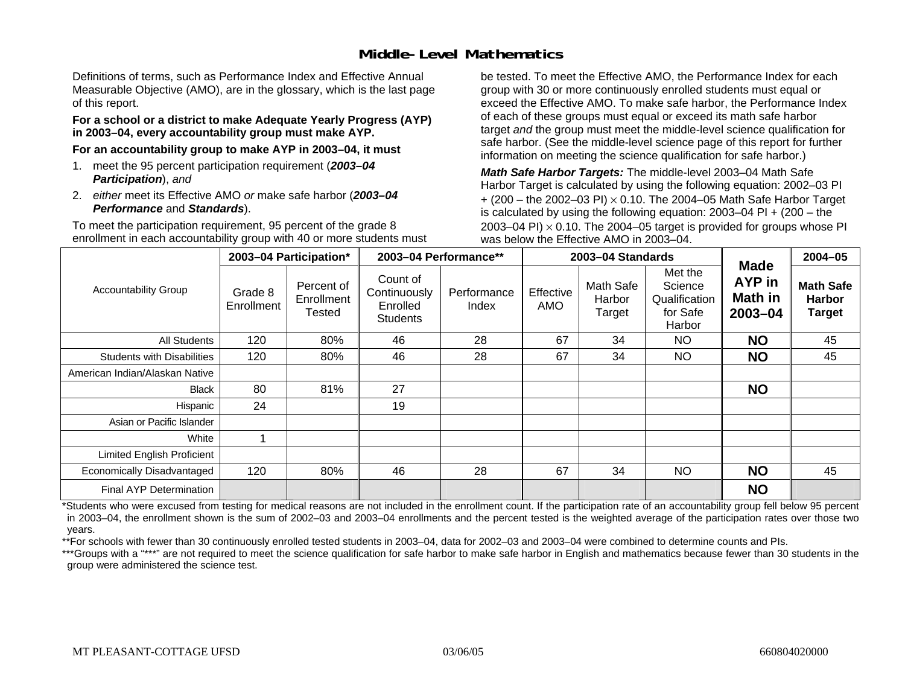# Middle-Level Mathematics

Definitions of terms, such as Performance Index and Effective Annual Measurable Objective (AMO), are in the glossary, which is the last page of this report.

**For a school or a district to make Adequate Yearly Progress (AYP) in 2003–04, every accountability group must make AYP.**

**For an accountability group to make AYP in 2003–04, it must**

1. meet the 95 percent participation requirement (***2003–04 Participation***), *and*
2. *either* meet its Effective AMO *or* make safe harbor (***2003–04 Performance*** and ***Standards***).

To meet the participation requirement, 95 percent of the grade 8 enrollment in each accountability group with 40 or more students must be tested. To meet the Effective AMO, the Performance Index for each group with 30 or more continuously enrolled students must equal or exceed the Effective AMO. To make safe harbor, the Performance Index of each of these groups must equal or exceed its math safe harbor target *and* the group must meet the middle-level science qualification for safe harbor. (See the middle-level science page of this report for further information on meeting the science qualification for safe harbor.)

***Math Safe Harbor Targets:*** The middle-level 2003–04 Math Safe Harbor Target is calculated by using the following equation: 2002–03 PI + (200 – the 2002–03 PI) $\times$ 0.10. The 2004–05 Math Safe Harbor Target is calculated by using the following equation: 2003–04 PI + (200 – the 2003–04 PI) $\times$ 0.10. The 2004–05 target is provided for groups whose PI was below the Effective AMO in 2003–04.

| Accountability Group | 2003–04 Participation* | | 2003–04 Performance** | | 2003–04 Standards | | | Made AYP in Math in 2003–04 | 2004–05 |
|---|---|---|---|---|---|---|---|---|---|
| | Grade 8 Enrollment | Percent of Enrollment Tested | Count of Continuously Enrolled Students | Performance Index | Effective AMO | Math Safe Harbor Target | Met the Science Qualification for Safe Harbor | | Math Safe Harbor Target |
| All Students | 120 | 80% | 46 | 28 | 67 | 34 | NO | **NO** | 45 |
| Students with Disabilities | 120 | 80% | 46 | 28 | 67 | 34 | NO | **NO** | 45 |
| American Indian/Alaskan Native | | | | | | | | | |
| Black | 80 | 81% | 27 | | | | | **NO** | |
| Hispanic | 24 | | 19 | | | | | | |
| Asian or Pacific Islander | | | | | | | | | |
| White | 1 | | | | | | | | |
| Limited English Proficient | | | | | | | | | |
| Economically Disadvantaged | 120 | 80% | 46 | 28 | 67 | 34 | NO | **NO** | 45 |
| Final AYP Determination | | | | | | | | **NO** | |

*Students who were excused from testing for medical reasons are not included in the enrollment count. If the participation rate of an accountability group fell below 95 percent in 2003–04, the enrollment shown is the sum of 2002–03 and 2003–04 enrollments and the percent tested is the weighted average of the participation rates over those two years.

**For schools with fewer than 30 continuously enrolled tested students in 2003–04, data for 2002–03 and 2003–04 were combined to determine counts and PIs.

***Groups with a "***" are not required to meet the science qualification for safe harbor to make safe harbor in English and mathematics because fewer than 30 students in the group were administered the science test.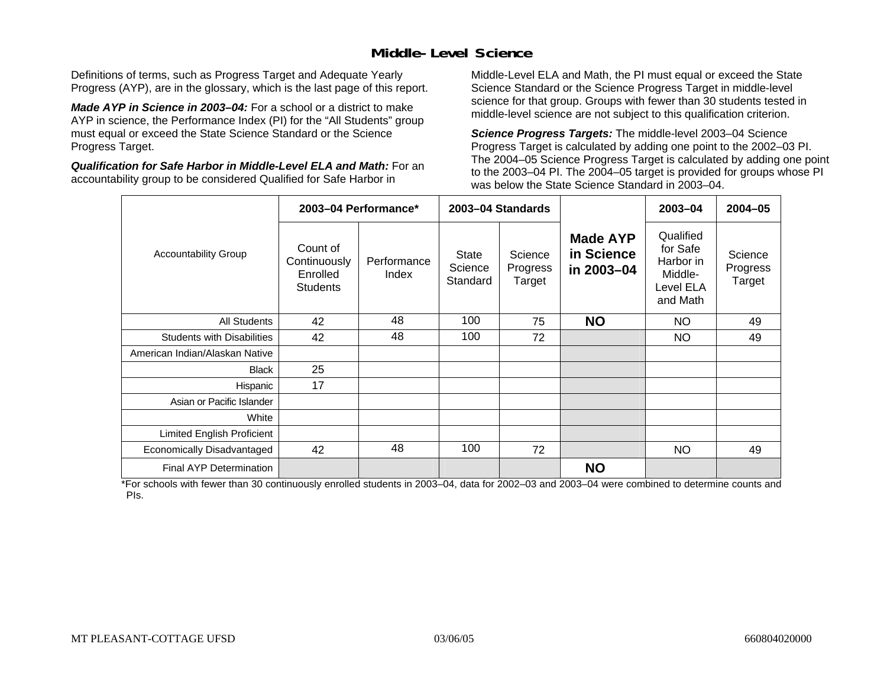## Middle-Level Science

Definitions of terms, such as Progress Target and Adequate Yearly Progress (AYP), are in the glossary, which is the last page of this report.

***Made AYP in Science in 2003–04:*** For a school or a district to make AYP in science, the Performance Index (PI) for the "All Students" group must equal or exceed the State Science Standard or the Science Progress Target.

***Qualification for Safe Harbor in Middle-Level ELA and Math:*** For an accountability group to be considered Qualified for Safe Harbor in Middle-Level ELA and Math, the PI must equal or exceed the State Science Standard or the Science Progress Target in middle-level science for that group. Groups with fewer than 30 students tested in middle-level science are not subject to this qualification criterion.

***Science Progress Targets:*** The middle-level 2003–04 Science Progress Target is calculated by adding one point to the 2002–03 PI. The 2004–05 Science Progress Target is calculated by adding one point to the 2003–04 PI. The 2004–05 target is provided for groups whose PI was below the State Science Standard in 2003–04.

| Accountability Group | 2003–04 Performance* | | 2003–04 Standards | | Made AYP in Science in 2003–04 | 2003–04 | 2004–05 |
|---|---|---|---|---|---|---|---|
| | Count of Continuously Enrolled Students | Performance Index | State Science Standard | Science Progress Target | | Qualified for Safe Harbor in Middle-Level ELA and Math | Science Progress Target |
| All Students | 42 | 48 | 100 | 75 | **NO** | NO | 49 |
| Students with Disabilities | 42 | 48 | 100 | 72 | | NO | 49 |
| American Indian/Alaskan Native | | | | | | | |
| Black | 25 | | | | | | |
| Hispanic | 17 | | | | | | |
| Asian or Pacific Islander | | | | | | | |
| White | | | | | | | |
| Limited English Proficient | | | | | | | |
| Economically Disadvantaged | 42 | 48 | 100 | 72 | | NO | 49 |
| Final AYP Determination | | | | | **NO** | | |

*For schools with fewer than 30 continuously enrolled students in 2003–04, data for 2002–03 and 2003–04 were combined to determine counts and PIs.

MT PLEASANT-COTTAGE UFSD 03/06/05 660804020000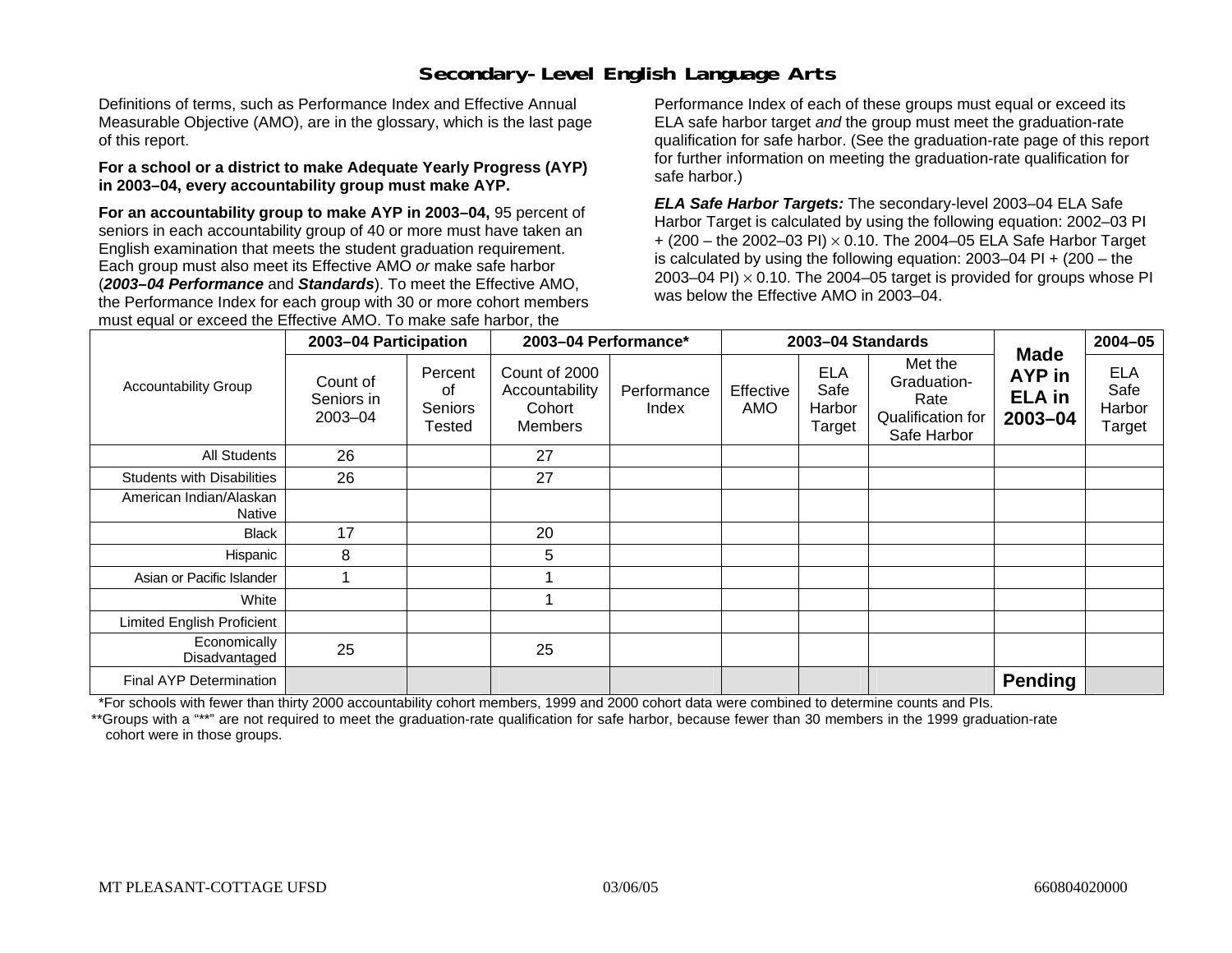# Secondary-Level English Language Arts

Definitions of terms, such as Performance Index and Effective Annual Measurable Objective (AMO), are in the glossary, which is the last page of this report.

**For a school or a district to make Adequate Yearly Progress (AYP) in 2003–04, every accountability group must make AYP.**

**For an accountability group to make AYP in 2003–04,** 95 percent of seniors in each accountability group of 40 or more must have taken an English examination that meets the student graduation requirement. Each group must also meet its Effective AMO *or* make safe harbor (***2003–04 Performance*** and ***Standards***). To meet the Effective AMO, the Performance Index for each group with 30 or more cohort members must equal or exceed the Effective AMO. To make safe harbor, the Performance Index of each of these groups must equal or exceed its ELA safe harbor target *and* the group must meet the graduation-rate qualification for safe harbor. (See the graduation-rate page of this report for further information on meeting the graduation-rate qualification for safe harbor.)

***ELA Safe Harbor Targets:*** The secondary-level 2003–04 ELA Safe Harbor Target is calculated by using the following equation: 2002–03 PI + (200 – the 2002–03 PI) $\times$ 0.10. The 2004–05 ELA Safe Harbor Target is calculated by using the following equation: 2003–04 PI + (200 – the 2003–04 PI) $\times$ 0.10. The 2004–05 target is provided for groups whose PI was below the Effective AMO in 2003–04.

| Accountability Group | 2003–04 Participation | | 2003–04 Performance* | | 2003–04 Standards | | | Made AYP in ELA in 2003–04 | 2004–05 |
|---|---|---|---|---|---|---|---|---|---|
| | Count of Seniors in 2003–04 | Percent of Seniors Tested | Count of 2000 Accountability Cohort Members | Performance Index | Effective AMO | ELA Safe Harbor Target | Met the Graduation-Rate Qualification for Safe Harbor | | ELA Safe Harbor Target |
| All Students | 26 | | 27 | | | | | | |
| Students with Disabilities | 26 | | 27 | | | | | | |
| American Indian/Alaskan Native | | | | | | | | | |
| Black | 17 | | 20 | | | | | | |
| Hispanic | 8 | | 5 | | | | | | |
| Asian or Pacific Islander | 1 | | 1 | | | | | | |
| White | | | 1 | | | | | | |
| Limited English Proficient | | | | | | | | | |
| Economically Disadvantaged | 25 | | 25 | | | | | | |
| Final AYP Determination | | | | | | | | **Pending** | |

\*For schools with fewer than thirty 2000 accountability cohort members, 1999 and 2000 cohort data were combined to determine counts and PIs.

\*\*Groups with a "\*\*" are not required to meet the graduation-rate qualification for safe harbor, because fewer than 30 members in the 1999 graduation-rate cohort were in those groups.

MT PLEASANT-COTTAGE UFSD 03/06/05 660804020000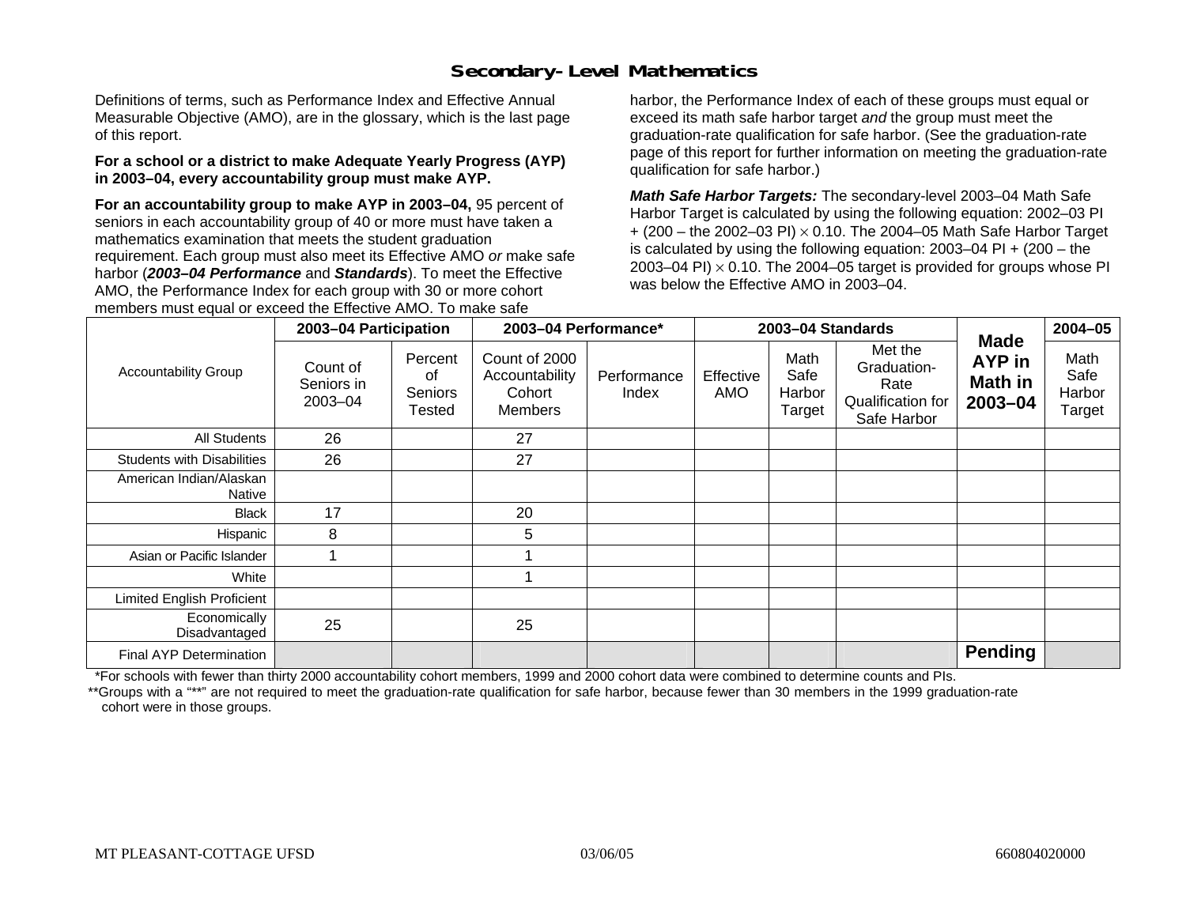## Secondary-Level Mathematics

Definitions of terms, such as Performance Index and Effective Annual Measurable Objective (AMO), are in the glossary, which is the last page of this report.

**For a school or a district to make Adequate Yearly Progress (AYP) in 2003–04, every accountability group must make AYP.**

**For an accountability group to make AYP in 2003–04,** 95 percent of seniors in each accountability group of 40 or more must have taken a mathematics examination that meets the student graduation requirement. Each group must also meet its Effective AMO *or* make safe harbor (***2003–04 Performance*** and ***Standards***). To meet the Effective AMO, the Performance Index for each group with 30 or more cohort members must equal or exceed the Effective AMO. To make safe harbor, the Performance Index of each of these groups must equal or exceed its math safe harbor target *and* the group must meet the graduation-rate qualification for safe harbor. (See the graduation-rate page of this report for further information on meeting the graduation-rate qualification for safe harbor.)

***Math Safe Harbor Targets:*** The secondary-level 2003–04 Math Safe Harbor Target is calculated by using the following equation: 2002–03 PI + (200 – the 2002–03 PI) $\times$ 0.10. The 2004–05 Math Safe Harbor Target is calculated by using the following equation: 2003–04 PI + (200 – the 2003–04 PI) $\times$ 0.10. The 2004–05 target is provided for groups whose PI was below the Effective AMO in 2003–04.

| Accountability Group | 2003–04 Participation | | 2003–04 Performance* | | 2003–04 Standards | | | Made AYP in Math in 2003–04 | 2004–05 |
|---|---|---|---|---|---|---|---|---|---|
| | Count of Seniors in 2003–04 | Percent of Seniors Tested | Count of 2000 Accountability Cohort Members | Performance Index | Effective AMO | Math Safe Harbor Target | Met the Graduation-Rate Qualification for Safe Harbor | | Math Safe Harbor Target |
| All Students | 26 | | 27 | | | | | | |
| Students with Disabilities | 26 | | 27 | | | | | | |
| American Indian/Alaskan Native | | | | | | | | | |
| Black | 17 | | 20 | | | | | | |
| Hispanic | 8 | | 5 | | | | | | |
| Asian or Pacific Islander | 1 | | 1 | | | | | | |
| White | | | 1 | | | | | | |
| Limited English Proficient | | | | | | | | | |
| Economically Disadvantaged | 25 | | 25 | | | | | | |
| Final AYP Determination | | | | | | | | **Pending** | |

*For schools with fewer than thirty 2000 accountability cohort members, 1999 and 2000 cohort data were combined to determine counts and PIs.

**Groups with a "**" are not required to meet the graduation-rate qualification for safe harbor, because fewer than 30 members in the 1999 graduation-rate cohort were in those groups.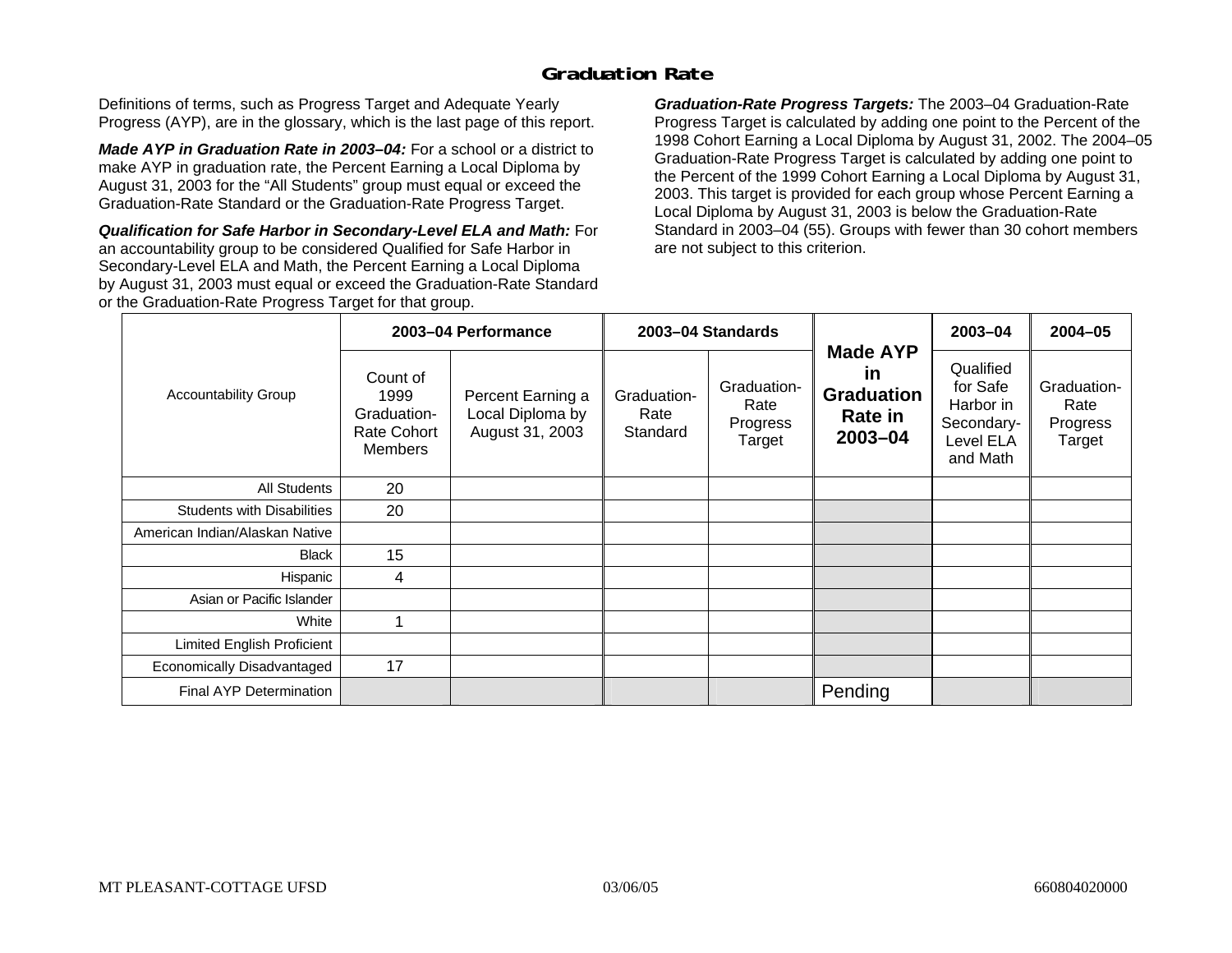# Graduation Rate

Definitions of terms, such as Progress Target and Adequate Yearly Progress (AYP), are in the glossary, which is the last page of this report.

***Made AYP in Graduation Rate in 2003–04:*** For a school or a district to make AYP in graduation rate, the Percent Earning a Local Diploma by August 31, 2003 for the "All Students" group must equal or exceed the Graduation-Rate Standard or the Graduation-Rate Progress Target.

***Qualification for Safe Harbor in Secondary-Level ELA and Math:*** For an accountability group to be considered Qualified for Safe Harbor in Secondary-Level ELA and Math, the Percent Earning a Local Diploma by August 31, 2003 must equal or exceed the Graduation-Rate Standard or the Graduation-Rate Progress Target for that group.

***Graduation-Rate Progress Targets:*** The 2003–04 Graduation-Rate Progress Target is calculated by adding one point to the Percent of the 1998 Cohort Earning a Local Diploma by August 31, 2002. The 2004–05 Graduation-Rate Progress Target is calculated by adding one point to the Percent of the 1999 Cohort Earning a Local Diploma by August 31, 2003. This target is provided for each group whose Percent Earning a Local Diploma by August 31, 2003 is below the Graduation-Rate Standard in 2003–04 (55). Groups with fewer than 30 cohort members are not subject to this criterion.

| Accountability Group | 2003–04 Performance | | 2003–04 Standards | | Made AYP in Graduation Rate in 2003–04 | 2003–04 | 2004–05 |
|---|---|---|---|---|---|---|---|
| | Count of 1999 Graduation-Rate Cohort Members | Percent Earning a Local Diploma by August 31, 2003 | Graduation-Rate Standard | Graduation-Rate Progress Target | | Qualified for Safe Harbor in Secondary-Level ELA and Math | Graduation-Rate Progress Target |
| All Students | 20 | | | | | | |
| Students with Disabilities | 20 | | | | | | |
| American Indian/Alaskan Native | | | | | | | |
| Black | 15 | | | | | | |
| Hispanic | 4 | | | | | | |
| Asian or Pacific Islander | | | | | | | |
| White | 1 | | | | | | |
| Limited English Proficient | | | | | | | |
| Economically Disadvantaged | 17 | | | | | | |
| Final AYP Determination | | | | | Pending | | |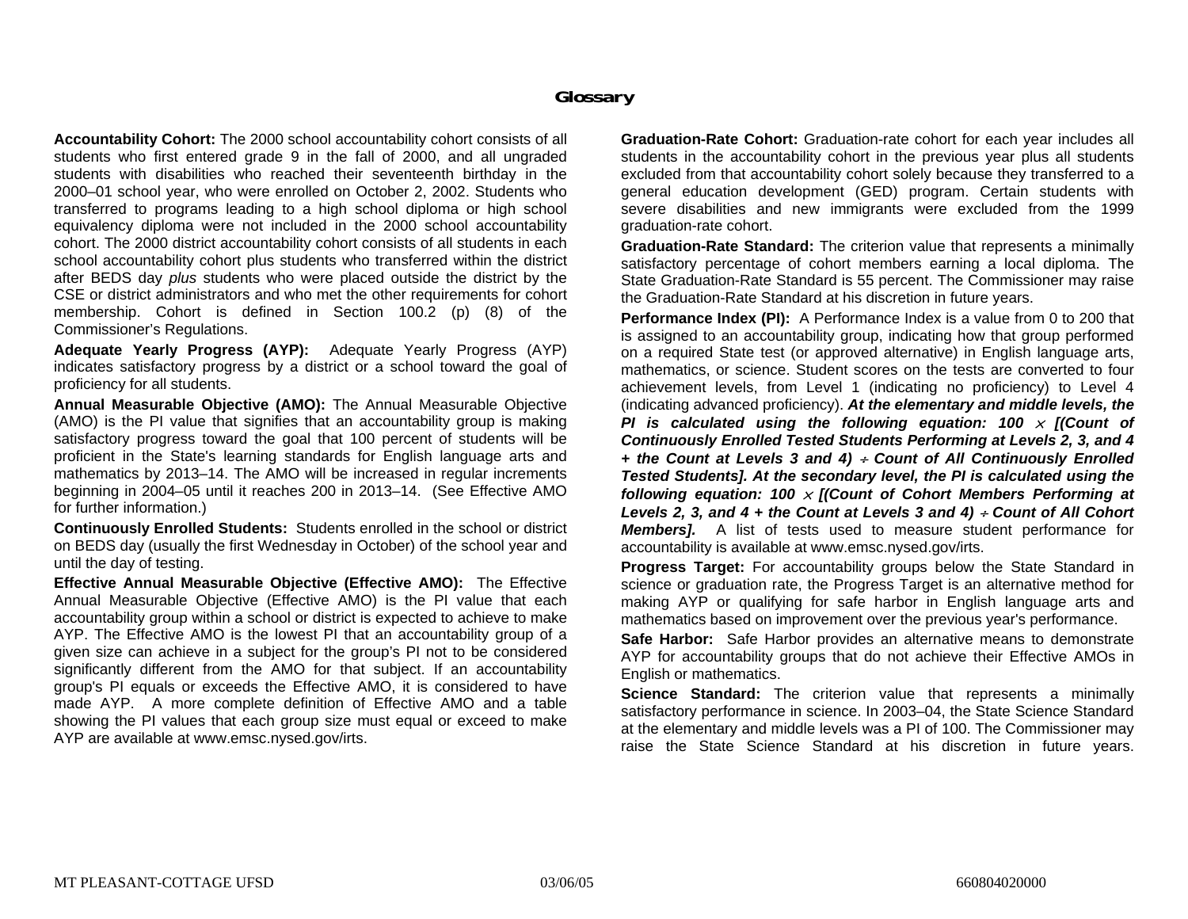# Glossary

**Accountability Cohort:** The 2000 school accountability cohort consists of all students who first entered grade 9 in the fall of 2000, and all ungraded students with disabilities who reached their seventeenth birthday in the 2000–01 school year, who were enrolled on October 2, 2002. Students who transferred to programs leading to a high school diploma or high school equivalency diploma were not included in the 2000 school accountability cohort. The 2000 district accountability cohort consists of all students in each school accountability cohort plus students who transferred within the district after BEDS day *plus* students who were placed outside the district by the CSE or district administrators and who met the other requirements for cohort membership. Cohort is defined in Section 100.2 (p) (8) of the Commissioner's Regulations.

**Adequate Yearly Progress (AYP):** Adequate Yearly Progress (AYP) indicates satisfactory progress by a district or a school toward the goal of proficiency for all students.

**Annual Measurable Objective (AMO):** The Annual Measurable Objective (AMO) is the PI value that signifies that an accountability group is making satisfactory progress toward the goal that 100 percent of students will be proficient in the State's learning standards for English language arts and mathematics by 2013–14. The AMO will be increased in regular increments beginning in 2004–05 until it reaches 200 in 2013–14. (See Effective AMO for further information.)

**Continuously Enrolled Students:** Students enrolled in the school or district on BEDS day (usually the first Wednesday in October) of the school year and until the day of testing.

**Effective Annual Measurable Objective (Effective AMO):** The Effective Annual Measurable Objective (Effective AMO) is the PI value that each accountability group within a school or district is expected to achieve to make AYP. The Effective AMO is the lowest PI that an accountability group of a given size can achieve in a subject for the group's PI not to be considered significantly different from the AMO for that subject. If an accountability group's PI equals or exceeds the Effective AMO, it is considered to have made AYP. A more complete definition of Effective AMO and a table showing the PI values that each group size must equal or exceed to make AYP are available at www.emsc.nysed.gov/irts.

**Graduation-Rate Cohort:** Graduation-rate cohort for each year includes all students in the accountability cohort in the previous year plus all students excluded from that accountability cohort solely because they transferred to a general education development (GED) program. Certain students with severe disabilities and new immigrants were excluded from the 1999 graduation-rate cohort.

**Graduation-Rate Standard:** The criterion value that represents a minimally satisfactory percentage of cohort members earning a local diploma. The State Graduation-Rate Standard is 55 percent. The Commissioner may raise the Graduation-Rate Standard at his discretion in future years.

**Performance Index (PI):** A Performance Index is a value from 0 to 200 that is assigned to an accountability group, indicating how that group performed on a required State test (or approved alternative) in English language arts, mathematics, or science. Student scores on the tests are converted to four achievement levels, from Level 1 (indicating no proficiency) to Level 4 (indicating advanced proficiency). ***At the elementary and middle levels, the PI is calculated using the following equation: 100 × [(Count of Continuously Enrolled Tested Students Performing at Levels 2, 3, and 4 + the Count at Levels 3 and 4) ÷ Count of All Continuously Enrolled Tested Students]. At the secondary level, the PI is calculated using the following equation: 100 × [(Count of Cohort Members Performing at Levels 2, 3, and 4 + the Count at Levels 3 and 4) ÷ Count of All Cohort Members].*** A list of tests used to measure student performance for accountability is available at www.emsc.nysed.gov/irts.

**Progress Target:** For accountability groups below the State Standard in science or graduation rate, the Progress Target is an alternative method for making AYP or qualifying for safe harbor in English language arts and mathematics based on improvement over the previous year's performance.

**Safe Harbor:** Safe Harbor provides an alternative means to demonstrate AYP for accountability groups that do not achieve their Effective AMOs in English or mathematics.

**Science Standard:** The criterion value that represents a minimally satisfactory performance in science. In 2003–04, the State Science Standard at the elementary and middle levels was a PI of 100. The Commissioner may raise the State Science Standard at his discretion in future years.